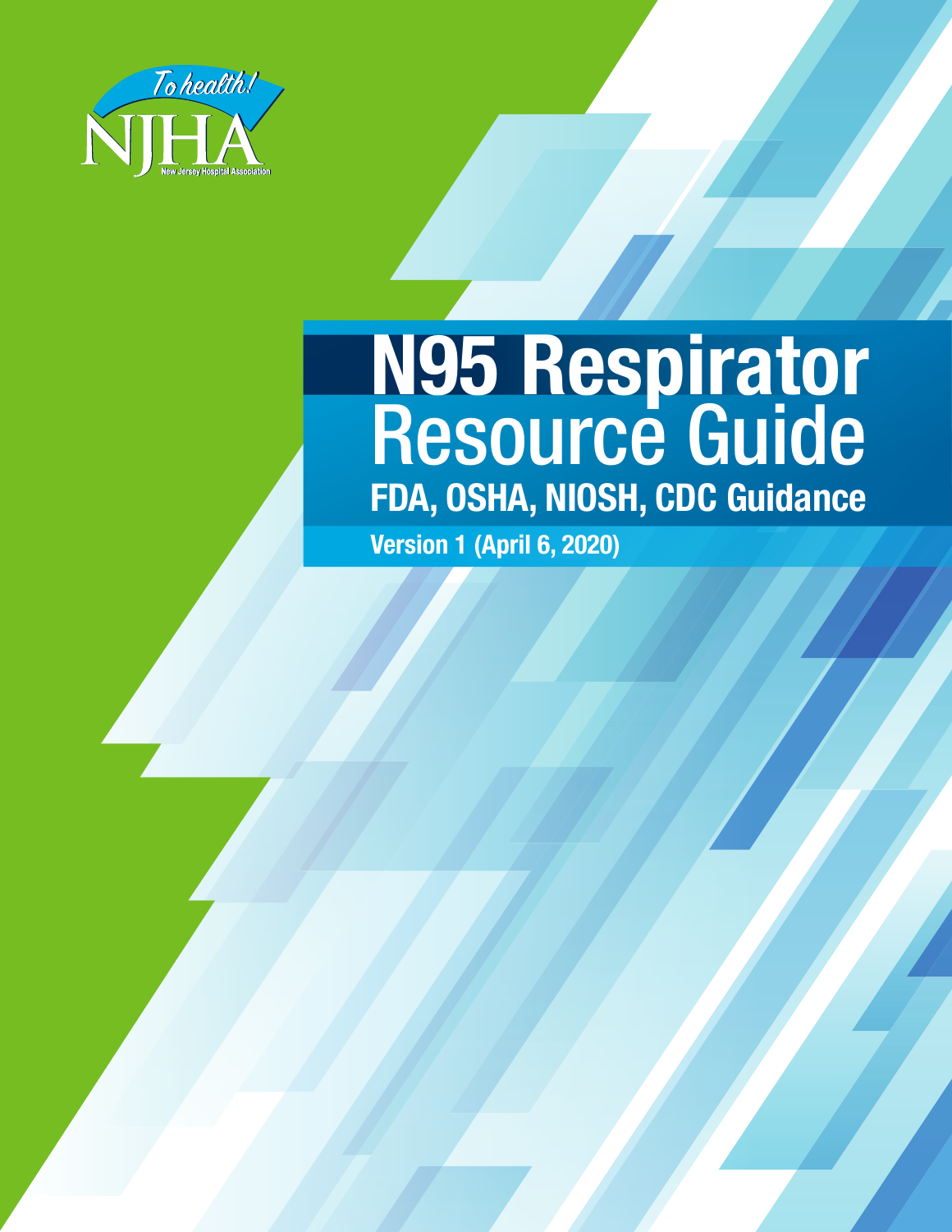To health!

NJHA

New Jersey Hospital Association

# N95 Respirator Resource Guide

## FDA, OSHA, NIOSH, CDC Guidance

**Version 1 (April 6, 2020)**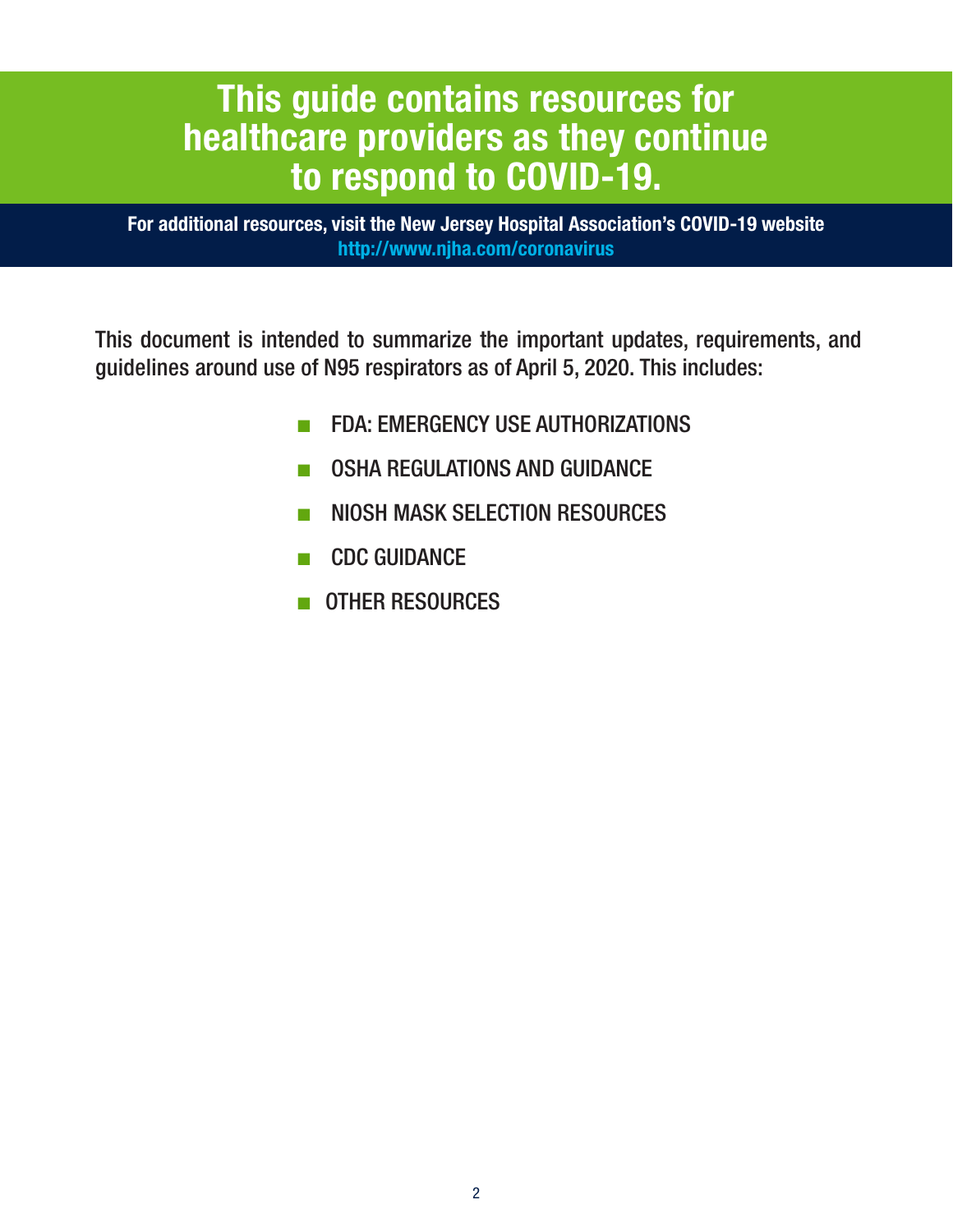# This guide contains resources for healthcare providers as they continue to respond to COVID-19.

**For additional resources, visit the New Jersey Hospital Association's COVID-19 website**
**http://www.njha.com/coronavirus**

This document is intended to summarize the important updates, requirements, and guidelines around use of N95 respirators as of April 5, 2020. This includes:

- FDA: EMERGENCY USE AUTHORIZATIONS
- OSHA REGULATIONS AND GUIDANCE
- NIOSH MASK SELECTION RESOURCES
- CDC GUIDANCE
- OTHER RESOURCES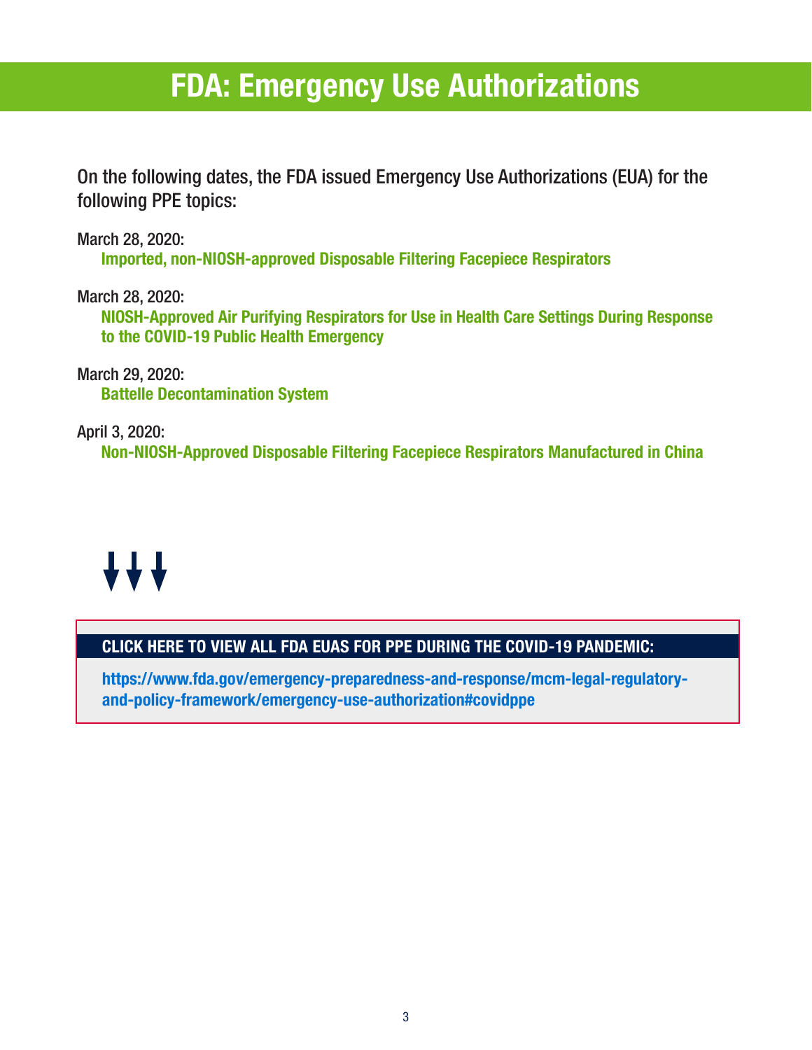# FDA: Emergency Use Authorizations

On the following dates, the FDA issued Emergency Use Authorizations (EUA) for the following PPE topics:

March 28, 2020:
**Imported, non-NIOSH-approved Disposable Filtering Facepiece Respirators**

March 28, 2020:
**NIOSH-Approved Air Purifying Respirators for Use in Health Care Settings During Response to the COVID-19 Public Health Emergency**

March 29, 2020:
**Battelle Decontamination System**

April 3, 2020:
**Non-NIOSH-Approved Disposable Filtering Facepiece Respirators Manufactured in China**

**CLICK HERE TO VIEW ALL FDA EUAS FOR PPE DURING THE COVID-19 PANDEMIC:**

**https://www.fda.gov/emergency-preparedness-and-response/mcm-legal-regulatory-and-policy-framework/emergency-use-authorization#covidppe**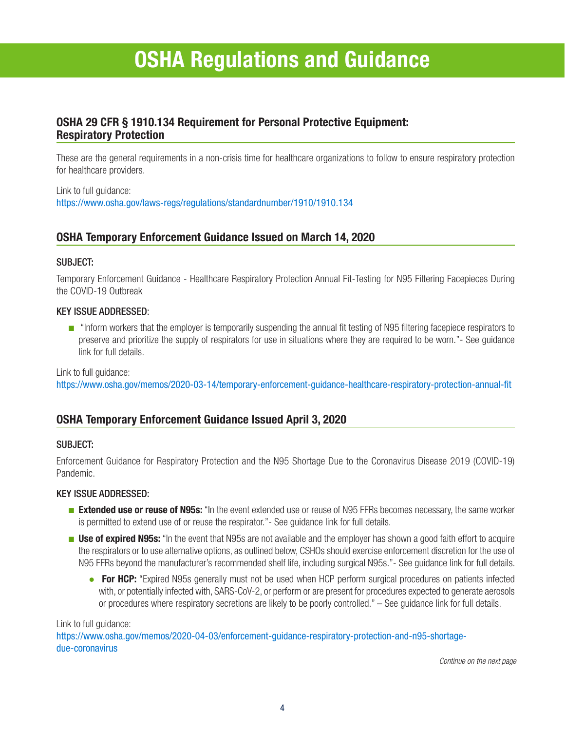# OSHA Regulations and Guidance

## OSHA 29 CFR § 1910.134 Requirement for Personal Protective Equipment: Respiratory Protection

These are the general requirements in a non-crisis time for healthcare organizations to follow to ensure respiratory protection for healthcare providers.

Link to full guidance:
https://www.osha.gov/laws-regs/regulations/standardnumber/1910/1910.134

## OSHA Temporary Enforcement Guidance Issued on March 14, 2020

SUBJECT:

Temporary Enforcement Guidance - Healthcare Respiratory Protection Annual Fit-Testing for N95 Filtering Facepieces During the COVID-19 Outbreak

KEY ISSUE ADDRESSED:

- "Inform workers that the employer is temporarily suspending the annual fit testing of N95 filtering facepiece respirators to preserve and prioritize the supply of respirators for use in situations where they are required to be worn."- See guidance link for full details.

Link to full guidance:
https://www.osha.gov/memos/2020-03-14/temporary-enforcement-guidance-healthcare-respiratory-protection-annual-fit

## OSHA Temporary Enforcement Guidance Issued April 3, 2020

SUBJECT:

Enforcement Guidance for Respiratory Protection and the N95 Shortage Due to the Coronavirus Disease 2019 (COVID-19) Pandemic.

KEY ISSUE ADDRESSED:

- **Extended use or reuse of N95s:** "In the event extended use or reuse of N95 FFRs becomes necessary, the same worker is permitted to extend use of or reuse the respirator."- See guidance link for full details.
- **Use of expired N95s:** "In the event that N95s are not available and the employer has shown a good faith effort to acquire the respirators or to use alternative options, as outlined below, CSHOs should exercise enforcement discretion for the use of N95 FFRs beyond the manufacturer's recommended shelf life, including surgical N95s."- See guidance link for full details.
    - **For HCP:** "Expired N95s generally must not be used when HCP perform surgical procedures on patients infected with, or potentially infected with, SARS-CoV-2, or perform or are present for procedures expected to generate aerosols or procedures where respiratory secretions are likely to be poorly controlled." – See guidance link for full details.

Link to full guidance:
https://www.osha.gov/memos/2020-04-03/enforcement-guidance-respiratory-protection-and-n95-shortage-due-coronavirus

*Continue on the next page*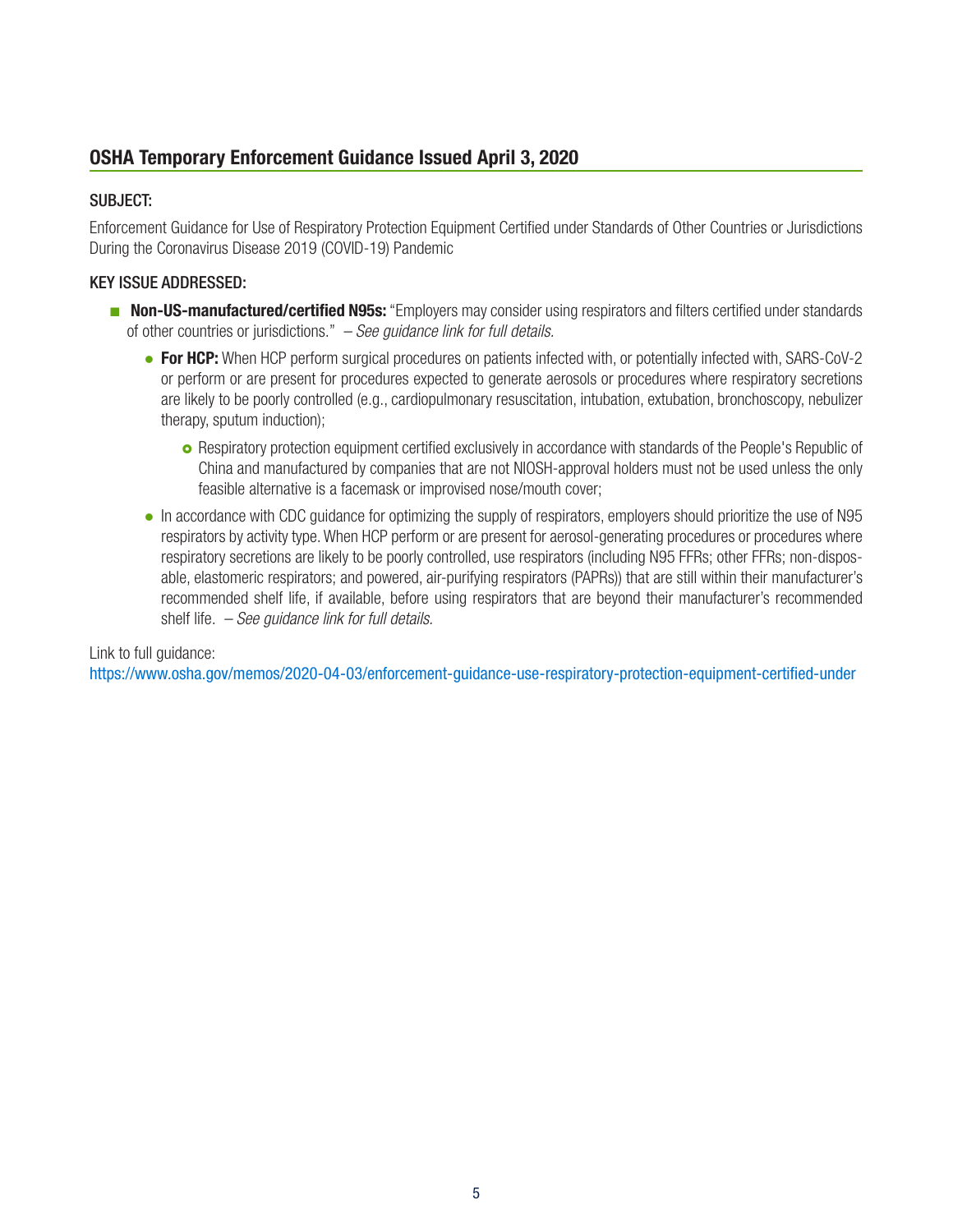## OSHA Temporary Enforcement Guidance Issued April 3, 2020

SUBJECT:

Enforcement Guidance for Use of Respiratory Protection Equipment Certified under Standards of Other Countries or Jurisdictions During the Coronavirus Disease 2019 (COVID-19) Pandemic

KEY ISSUE ADDRESSED:

- **Non-US-manufactured/certified N95s:** "Employers may consider using respirators and filters certified under standards of other countries or jurisdictions." *– See guidance link for full details.*
  - **For HCP:** When HCP perform surgical procedures on patients infected with, or potentially infected with, SARS-CoV-2 or perform or are present for procedures expected to generate aerosols or procedures where respiratory secretions are likely to be poorly controlled (e.g., cardiopulmonary resuscitation, intubation, extubation, bronchoscopy, nebulizer therapy, sputum induction);
    - Respiratory protection equipment certified exclusively in accordance with standards of the People's Republic of China and manufactured by companies that are not NIOSH-approval holders must not be used unless the only feasible alternative is a facemask or improvised nose/mouth cover;
  - In accordance with CDC guidance for optimizing the supply of respirators, employers should prioritize the use of N95 respirators by activity type. When HCP perform or are present for aerosol-generating procedures or procedures where respiratory secretions are likely to be poorly controlled, use respirators (including N95 FFRs; other FFRs; non-disposable, elastomeric respirators; and powered, air-purifying respirators (PAPRs)) that are still within their manufacturer's recommended shelf life, if available, before using respirators that are beyond their manufacturer's recommended shelf life. *– See guidance link for full details.*

Link to full guidance:
https://www.osha.gov/memos/2020-04-03/enforcement-guidance-use-respiratory-protection-equipment-certified-under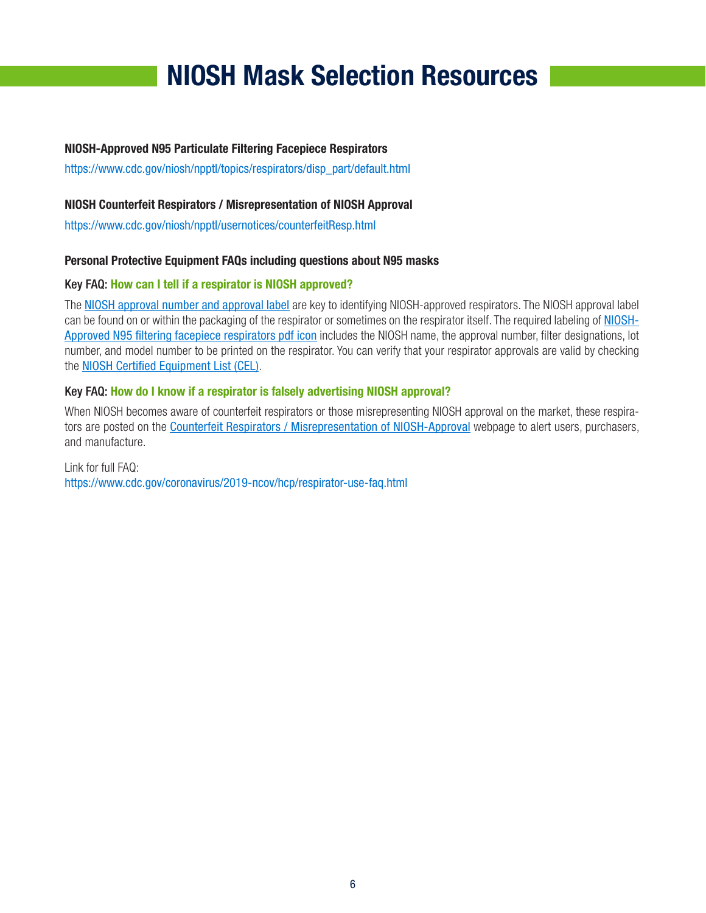# NIOSH Mask Selection Resources

**NIOSH-Approved N95 Particulate Filtering Facepiece Respirators**

https://www.cdc.gov/niosh/npptl/topics/respirators/disp_part/default.html

**NIOSH Counterfeit Respirators / Misrepresentation of NIOSH Approval**

https://www.cdc.gov/niosh/npptl/usernotices/counterfeitResp.html

**Personal Protective Equipment FAQs including questions about N95 masks**

**Key FAQ: How can I tell if a respirator is NIOSH approved?**

The NIOSH approval number and approval label are key to identifying NIOSH-approved respirators. The NIOSH approval label can be found on or within the packaging of the respirator or sometimes on the respirator itself. The required labeling of NIOSH-Approved N95 filtering facepiece respirators pdf icon includes the NIOSH name, the approval number, filter designations, lot number, and model number to be printed on the respirator. You can verify that your respirator approvals are valid by checking the NIOSH Certified Equipment List (CEL).

**Key FAQ: How do I know if a respirator is falsely advertising NIOSH approval?**

When NIOSH becomes aware of counterfeit respirators or those misrepresenting NIOSH approval on the market, these respirators are posted on the Counterfeit Respirators / Misrepresentation of NIOSH-Approval webpage to alert users, purchasers, and manufacture.

Link for full FAQ:
https://www.cdc.gov/coronavirus/2019-ncov/hcp/respirator-use-faq.html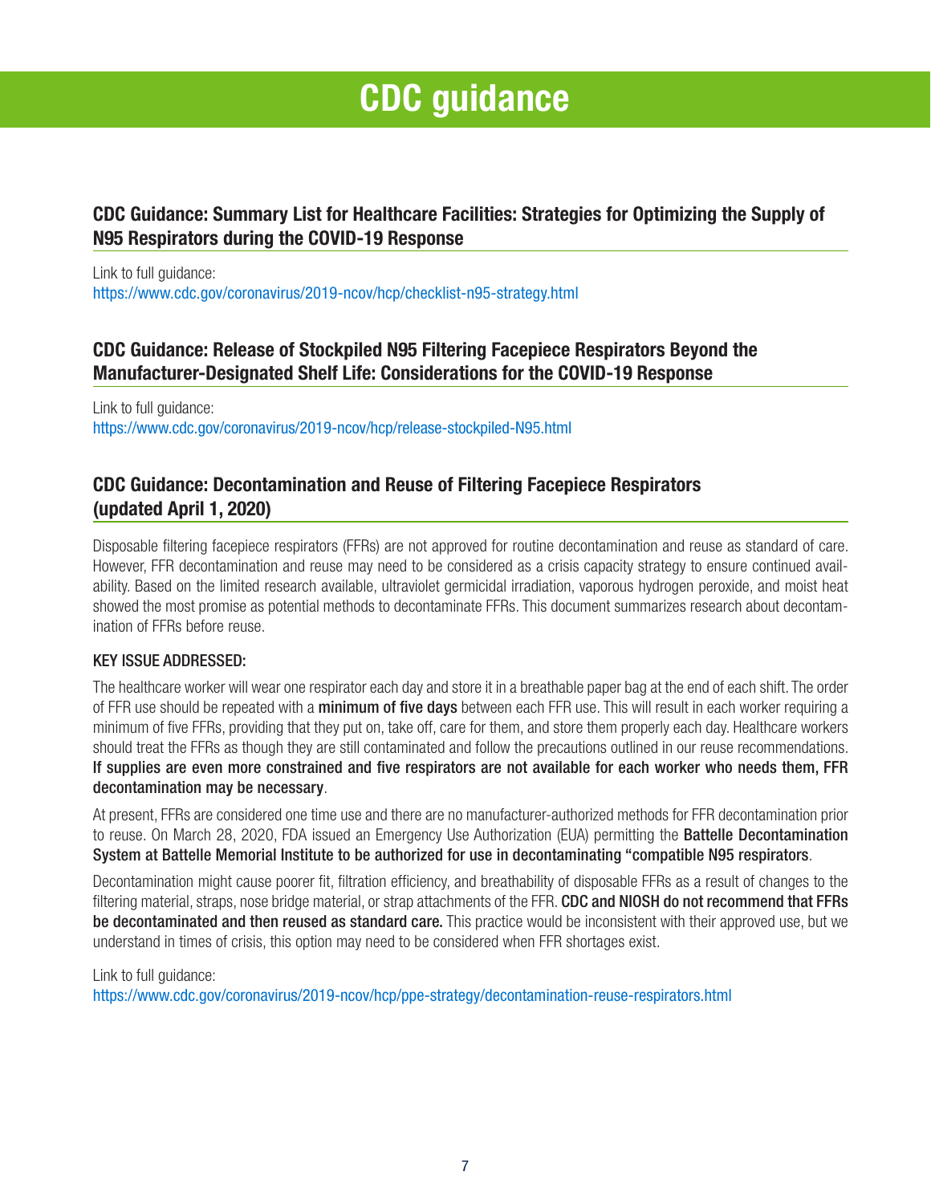# CDC guidance

## CDC Guidance: Summary List for Healthcare Facilities: Strategies for Optimizing the Supply of N95 Respirators during the COVID-19 Response

Link to full guidance:
https://www.cdc.gov/coronavirus/2019-ncov/hcp/checklist-n95-strategy.html

## CDC Guidance: Release of Stockpiled N95 Filtering Facepiece Respirators Beyond the Manufacturer-Designated Shelf Life: Considerations for the COVID-19 Response

Link to full guidance:
https://www.cdc.gov/coronavirus/2019-ncov/hcp/release-stockpiled-N95.html

## CDC Guidance: Decontamination and Reuse of Filtering Facepiece Respirators (updated April 1, 2020)

Disposable filtering facepiece respirators (FFRs) are not approved for routine decontamination and reuse as standard of care. However, FFR decontamination and reuse may need to be considered as a crisis capacity strategy to ensure continued availability. Based on the limited research available, ultraviolet germicidal irradiation, vaporous hydrogen peroxide, and moist heat showed the most promise as potential methods to decontaminate FFRs. This document summarizes research about decontamination of FFRs before reuse.

KEY ISSUE ADDRESSED:

The healthcare worker will wear one respirator each day and store it in a breathable paper bag at the end of each shift. The order of FFR use should be repeated with a **minimum of five days** between each FFR use. This will result in each worker requiring a minimum of five FFRs, providing that they put on, take off, care for them, and store them properly each day. Healthcare workers should treat the FFRs as though they are still contaminated and follow the precautions outlined in our reuse recommendations. **If supplies are even more constrained and five respirators are not available for each worker who needs them, FFR decontamination may be necessary**.

At present, FFRs are considered one time use and there are no manufacturer-authorized methods for FFR decontamination prior to reuse. On March 28, 2020, FDA issued an Emergency Use Authorization (EUA) permitting the **Battelle Decontamination System at Battelle Memorial Institute to be authorized for use in decontaminating "compatible N95 respirators**.

Decontamination might cause poorer fit, filtration efficiency, and breathability of disposable FFRs as a result of changes to the filtering material, straps, nose bridge material, or strap attachments of the FFR. **CDC and NIOSH do not recommend that FFRs be decontaminated and then reused as standard care.** This practice would be inconsistent with their approved use, but we understand in times of crisis, this option may need to be considered when FFR shortages exist.

Link to full guidance:
https://www.cdc.gov/coronavirus/2019-ncov/hcp/ppe-strategy/decontamination-reuse-respirators.html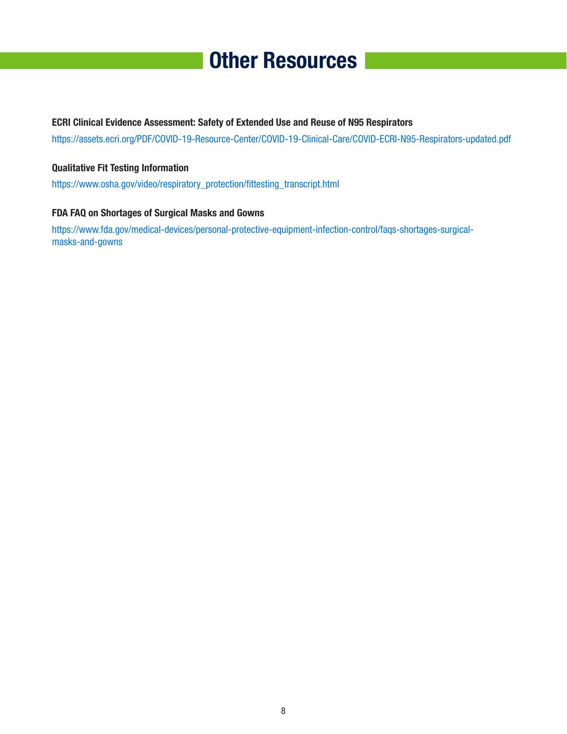# Other Resources

**ECRI Clinical Evidence Assessment: Safety of Extended Use and Reuse of N95 Respirators**

https://assets.ecri.org/PDF/COVID-19-Resource-Center/COVID-19-Clinical-Care/COVID-ECRI-N95-Respirators-updated.pdf

**Qualitative Fit Testing Information**

https://www.osha.gov/video/respiratory_protection/fittesting_transcript.html

**FDA FAQ on Shortages of Surgical Masks and Gowns**

https://www.fda.gov/medical-devices/personal-protective-equipment-infection-control/faqs-shortages-surgical-masks-and-gowns